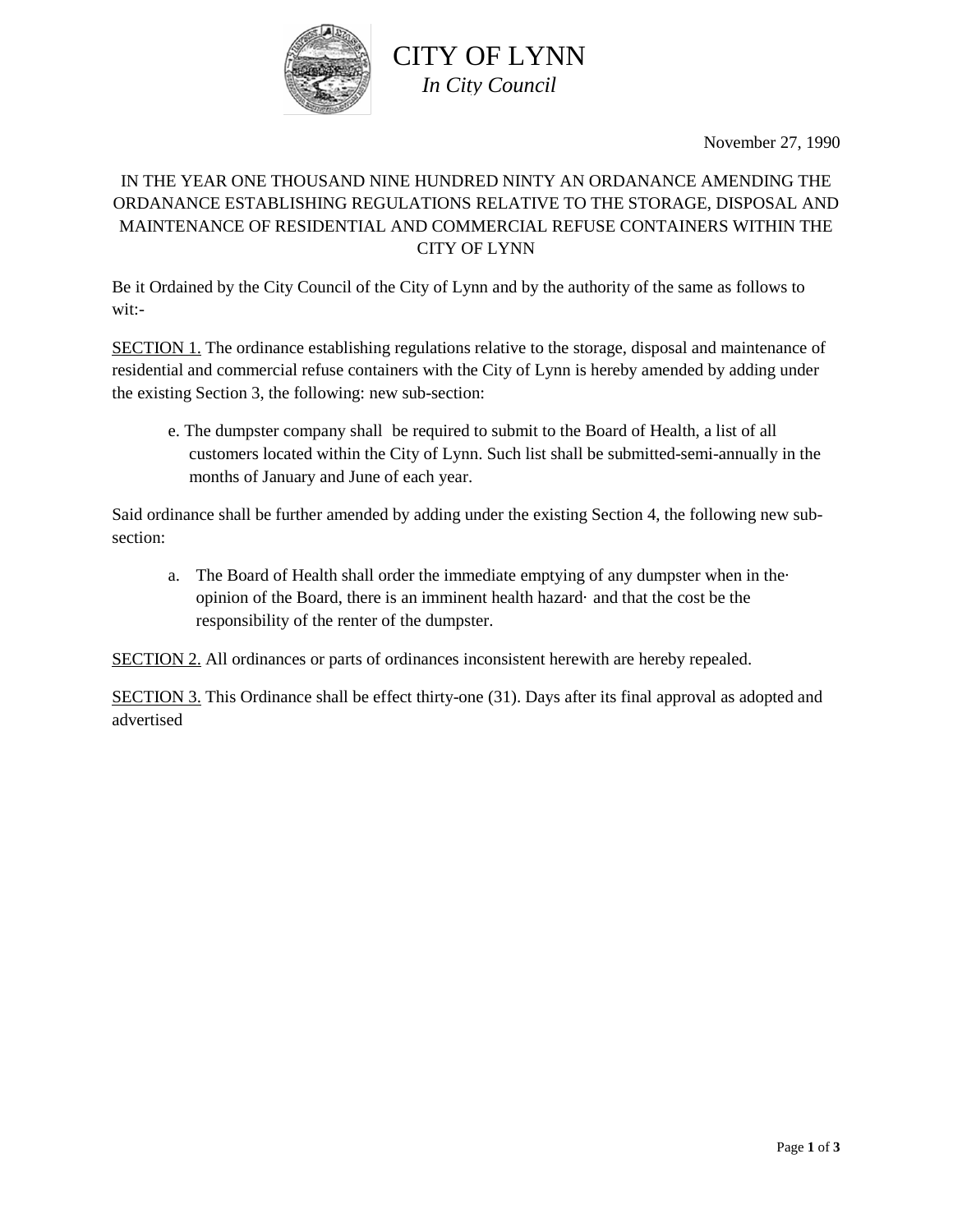# CITY OF LYNN

*In City Council*

November 27, 1990

IN THE YEAR ONE THOUSAND NINE HUNDRED NINTY AN ORDANANCE AMENDING THE ORDANANCE ESTABLISHING REGULATIONS RELATIVE TO THE STORAGE, DISPOSAL AND MAINTENANCE OF RESIDENTIAL AND COMMERCIAL REFUSE CONTAINERS WITHIN THE CITY OF LYNN

Be it Ordained by the City Council of the City of Lynn and by the authority of the same as follows to wit:-

<u>SECTION 1.</u> The ordinance establishing regulations relative to the storage, disposal and maintenance of residential and commercial refuse containers with the City of Lynn is hereby amended by adding under the existing Section 3, the following: new sub-section:

> e. The dumpster company shall be required to submit to the Board of Health, a list of all customers located within the City of Lynn. Such list shall be submitted-semi-annually in the months of January and June of each year.

Said ordinance shall be further amended by adding under the existing Section 4, the following new sub-section:

> a. The Board of Health shall order the immediate emptying of any dumpster when in the· opinion of the Board, there is an imminent health hazard· and that the cost be the responsibility of the renter of the dumpster.

<u>SECTION 2.</u> All ordinances or parts of ordinances inconsistent herewith are hereby repealed.

<u>SECTION 3.</u> This Ordinance shall be effect thirty-one (31). Days after its final approval as adopted and advertised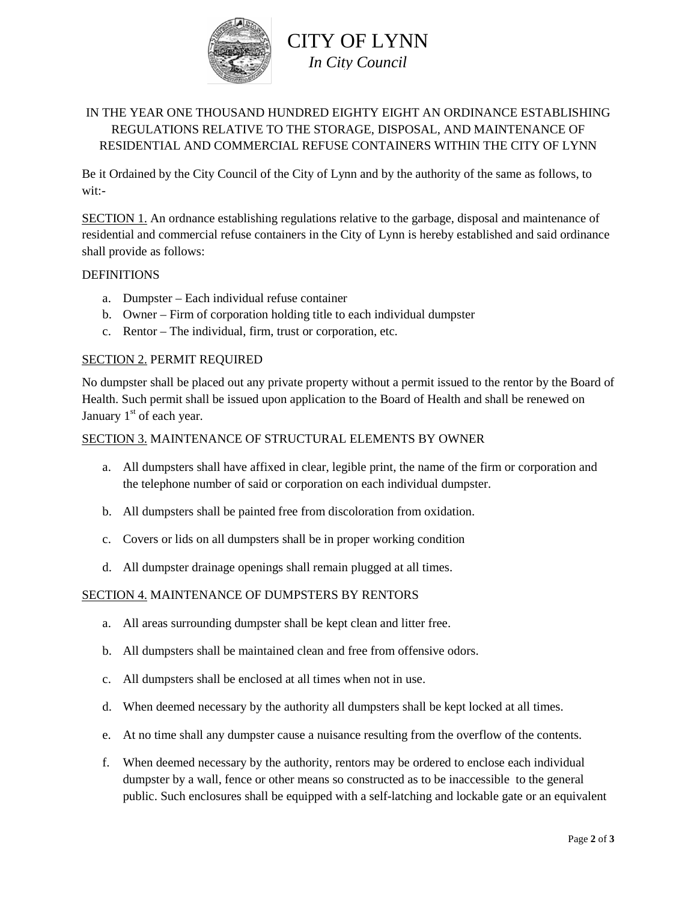# CITY OF LYNN
*In City Council*

IN THE YEAR ONE THOUSAND HUNDRED EIGHTY EIGHT AN ORDINANCE ESTABLISHING REGULATIONS RELATIVE TO THE STORAGE, DISPOSAL, AND MAINTENANCE OF RESIDENTIAL AND COMMERCIAL REFUSE CONTAINERS WITHIN THE CITY OF LYNN

Be it Ordained by the City Council of the City of Lynn and by the authority of the same as follows, to wit:-

SECTION 1. An ordnance establishing regulations relative to the garbage, disposal and maintenance of residential and commercial refuse containers in the City of Lynn is hereby established and said ordinance shall provide as follows:

DEFINITIONS

a. Dumpster – Each individual refuse container
b. Owner – Firm of corporation holding title to each individual dumpster
c. Rentor – The individual, firm, trust or corporation, etc.

SECTION 2. PERMIT REQUIRED

No dumpster shall be placed out any private property without a permit issued to the rentor by the Board of Health. Such permit shall be issued upon application to the Board of Health and shall be renewed on January 1st of each year.

SECTION 3. MAINTENANCE OF STRUCTURAL ELEMENTS BY OWNER

a. All dumpsters shall have affixed in clear, legible print, the name of the firm or corporation and the telephone number of said or corporation on each individual dumpster.

b. All dumpsters shall be painted free from discoloration from oxidation.

c. Covers or lids on all dumpsters shall be in proper working condition

d. All dumpster drainage openings shall remain plugged at all times.

SECTION 4. MAINTENANCE OF DUMPSTERS BY RENTORS

a. All areas surrounding dumpster shall be kept clean and litter free.

b. All dumpsters shall be maintained clean and free from offensive odors.

c. All dumpsters shall be enclosed at all times when not in use.

d. When deemed necessary by the authority all dumpsters shall be kept locked at all times.

e. At no time shall any dumpster cause a nuisance resulting from the overflow of the contents.

f. When deemed necessary by the authority, rentors may be ordered to enclose each individual dumpster by a wall, fence or other means so constructed as to be inaccessible to the general public. Such enclosures shall be equipped with a self-latching and lockable gate or an equivalent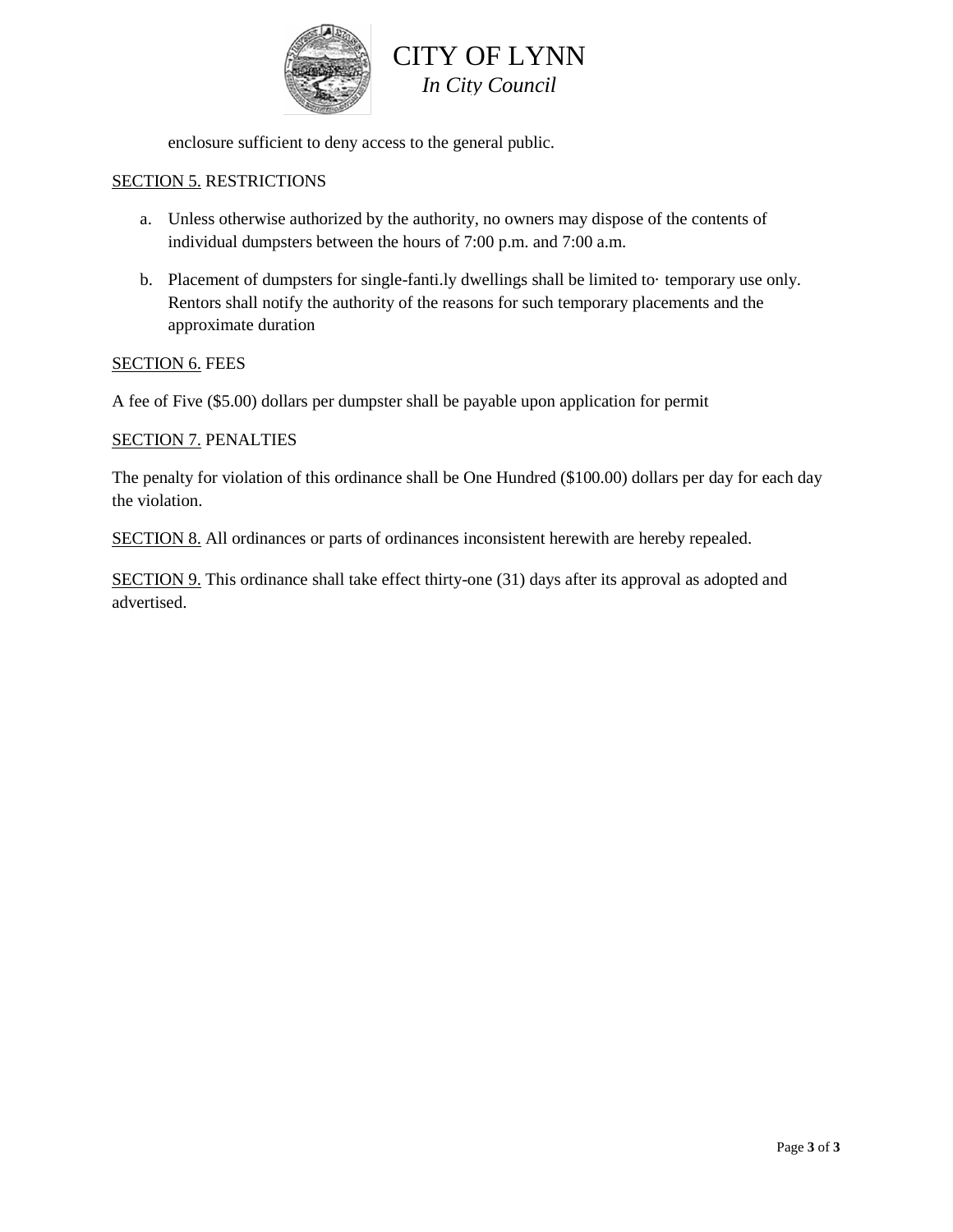enclosure sufficient to deny access to the general public.

SECTION 5. RESTRICTIONS

a. Unless otherwise authorized by the authority, no owners may dispose of the contents of individual dumpsters between the hours of 7:00 p.m. and 7:00 a.m.

b. Placement of dumpsters for single-fanti.ly dwellings shall be limited to· temporary use only. Rentors shall notify the authority of the reasons for such temporary placements and the approximate duration

SECTION 6. FEES

A fee of Five ($5.00) dollars per dumpster shall be payable upon application for permit

SECTION 7. PENALTIES

The penalty for violation of this ordinance shall be One Hundred ($100.00) dollars per day for each day the violation.

SECTION 8. All ordinances or parts of ordinances inconsistent herewith are hereby repealed.

SECTION 9. This ordinance shall take effect thirty-one (31) days after its approval as adopted and advertised.